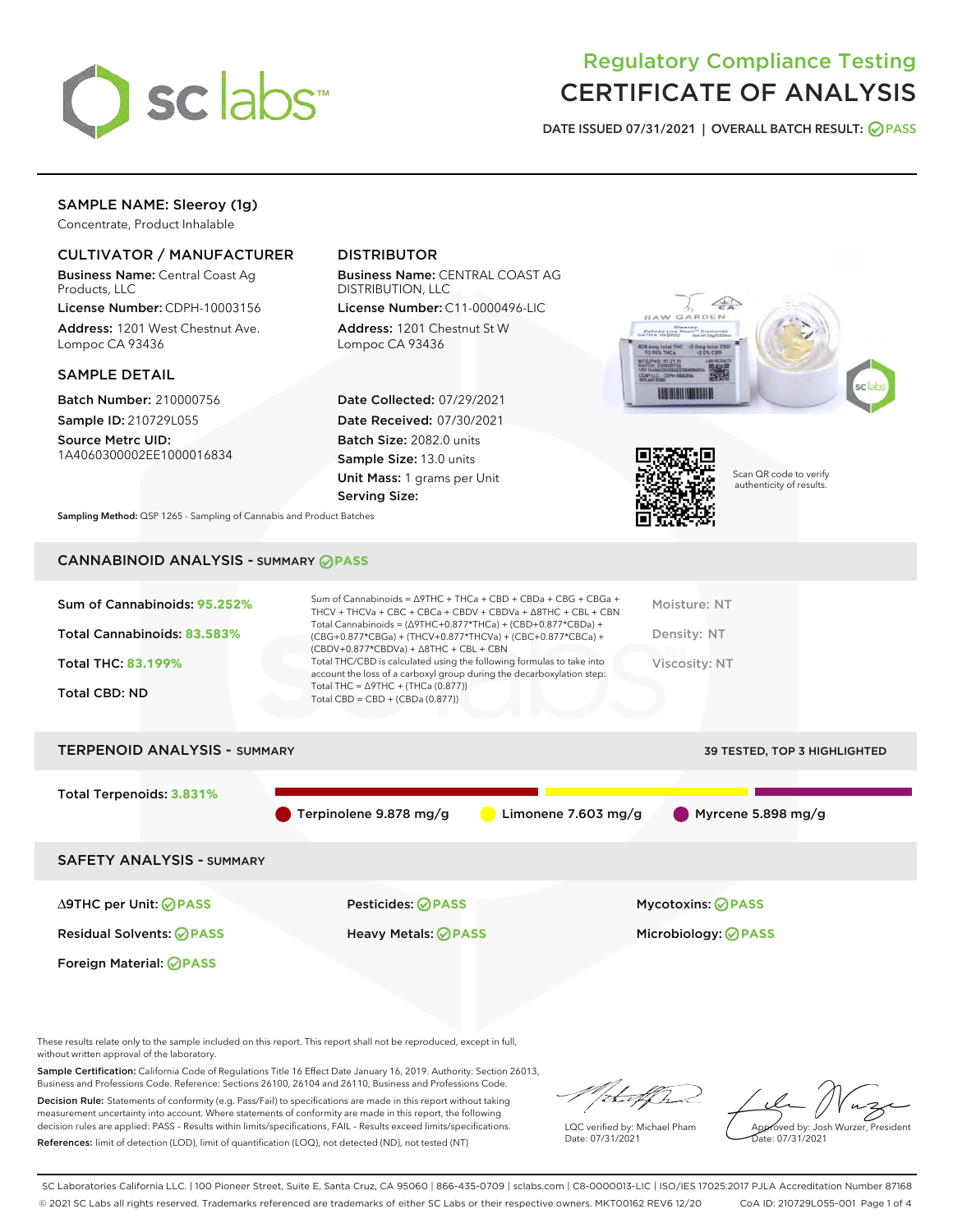# Regulatory Compliance Testing
# CERTIFICATE OF ANALYSIS

DATE ISSUED 07/31/2021 | OVERALL BATCH RESULT: PASS

## SAMPLE NAME: Sleeroy (1g)

Concentrate, Product Inhalable

### CULTIVATOR / MANUFACTURER

**Business Name:** Central Coast Ag Products, LLC

**License Number:** CDPH-10003156

**Address:** 1201 West Chestnut Ave. Lompoc CA 93436

### DISTRIBUTOR

**Business Name:** CENTRAL COAST AG DISTRIBUTION, LLC

**License Number:** C11-0000496-LIC

**Address:** 1201 Chestnut St W Lompoc CA 93436

### SAMPLE DETAIL

**Batch Number:** 210000756

**Sample ID:** 210729L055

**Source Metrc UID:** 1A4060300002EE1000016834

**Date Collected:** 07/29/2021

**Date Received:** 07/30/2021

**Batch Size:** 2082.0 units

**Sample Size:** 13.0 units

**Unit Mass:** 1 grams per Unit

**Serving Size:**

Scan QR code to verify authenticity of results.

**Sampling Method:** QSP 1265 - Sampling of Cannabis and Product Batches

## CANNABINOID ANALYSIS - SUMMARY PASS

Sum of Cannabinoids: **95.252%**

Total Cannabinoids: **83.583%**

Total THC: **83.199%**

Total CBD: ND

Sum of Cannabinoids = Δ9THC + THCa + CBD + CBDa + CBG + CBGa + THCV + THCVa + CBC + CBCa + CBDV + CBDVa + Δ8THC + CBL + CBN

Total Cannabinoids = (Δ9THC+0.877*THCa) + (CBD+0.877*CBDa) + (CBG+0.877*CBGa) + (THCV+0.877*THCVa) + (CBC+0.877*CBCa) + (CBDV+0.877*CBDVa) + Δ8THC + CBL + CBN

Total THC/CBD is calculated using the following formulas to take into account the loss of a carboxyl group during the decarboxylation step:

Total THC = Δ9THC + (THCa (0.877))

Total CBD = CBD + (CBDa (0.877))

Moisture: NT

Density: NT

Viscosity: NT

## TERPENOID ANALYSIS - SUMMARY

39 TESTED, TOP 3 HIGHLIGHTED

Total Terpenoids: **3.831%**

Terpinolene 9.878 mg/g | Limonene 7.603 mg/g | Myrcene 5.898 mg/g

## SAFETY ANALYSIS - SUMMARY

| | | |
|---|---|---|
| Δ9THC per Unit: PASS | Pesticides: PASS | Mycotoxins: PASS |
| Residual Solvents: PASS | Heavy Metals: PASS | Microbiology: PASS |
| Foreign Material: PASS | | |

These results relate only to the sample included on this report. This report shall not be reproduced, except in full, without written approval of the laboratory.

**Sample Certification:** California Code of Regulations Title 16 Effect Date January 16, 2019. Authority: Section 26013, Business and Professions Code. Reference: Sections 26100, 26104 and 26110, Business and Professions Code.

**Decision Rule:** Statements of conformity (e.g. Pass/Fail) to specifications are made in this report without taking measurement uncertainty into account. Where statements of conformity are made in this report, the following decision rules are applied: PASS – Results within limits/specifications, FAIL – Results exceed limits/specifications.

**References:** limit of detection (LOD), limit of quantification (LOQ), not detected (ND), not tested (NT)

LQC verified by: Michael Pham
Date: 07/31/2021

Approved by: Josh Wurzer, President
Date: 07/31/2021

SC Laboratories California LLC. | 100 Pioneer Street, Suite E, Santa Cruz, CA 95060 | 866-435-0709 | sclabs.com | C8-0000013-LIC | ISO/IES 17025:2017 PJLA Accreditation Number 87168
© 2021 SC Labs all rights reserved. Trademarks referenced are trademarks of either SC Labs or their respective owners. MKT00162 REV6 12/20 CoA ID: 210729L055-001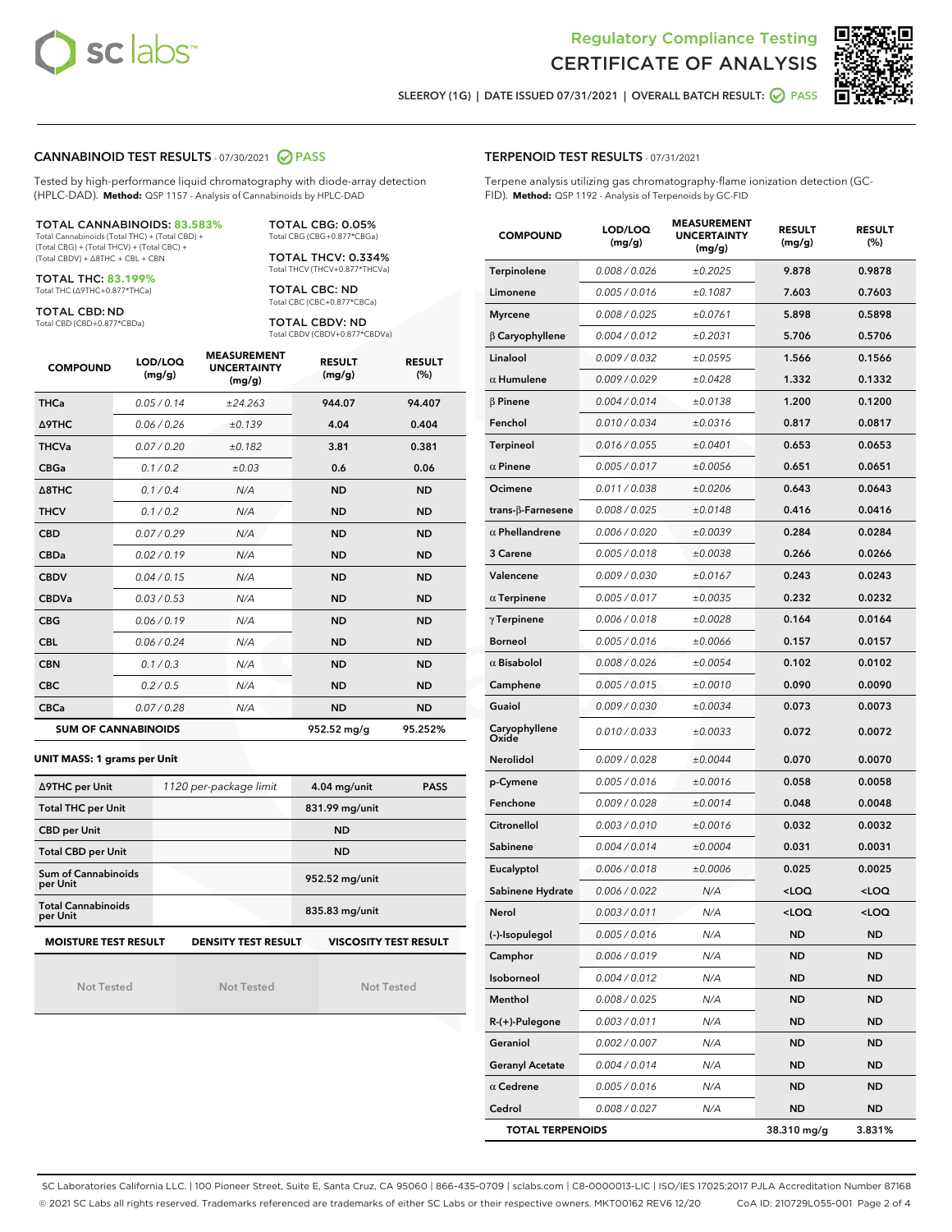# Regulatory Compliance Testing CERTIFICATE OF ANALYSIS

SLEEROY (1G) | DATE ISSUED 07/31/2021 | OVERALL BATCH RESULT: PASS

## CANNABINOID TEST RESULTS - 07/30/2021 PASS

Tested by high-performance liquid chromatography with diode-array detection (HPLC-DAD). **Method:** QSP 1157 - Analysis of Cannabinoids by HPLC-DAD

**TOTAL CANNABINOIDS: 83.583%**
Total Cannabinoids (Total THC) + (Total CBD) + (Total CBG) + (Total THCV) + (Total CBC) + (Total CBDV) + Δ8THC + CBL + CBN

**TOTAL THC: 83.199%**
Total THC (Δ9THC+0.877*THCa)

**TOTAL CBD: ND**
Total CBD (CBD+0.877*CBDa)

**TOTAL CBG: 0.05%**
Total CBG (CBG+0.877*CBGa)

**TOTAL THCV: 0.334%**
Total THCV (THCV+0.877*THCVa)

**TOTAL CBC: ND**
Total CBC (CBC+0.877*CBCa)

**TOTAL CBDV: ND**
Total CBDV (CBDV+0.877*CBDVa)

| COMPOUND | LOD/LOQ (mg/g) | MEASUREMENT UNCERTAINTY (mg/g) | RESULT (mg/g) | RESULT (%) |
|---|---|---|---|---|
| THCa | 0.05 / 0.14 | ±24.263 | 944.07 | 94.407 |
| Δ9THC | 0.06 / 0.26 | ±0.139 | 4.04 | 0.404 |
| THCVa | 0.07 / 0.20 | ±0.182 | 3.81 | 0.381 |
| CBGa | 0.1 / 0.2 | ±0.03 | 0.6 | 0.06 |
| Δ8THC | 0.1 / 0.4 | N/A | ND | ND |
| THCV | 0.1 / 0.2 | N/A | ND | ND |
| CBD | 0.07 / 0.29 | N/A | ND | ND |
| CBDa | 0.02 / 0.19 | N/A | ND | ND |
| CBDV | 0.04 / 0.15 | N/A | ND | ND |
| CBDVa | 0.03 / 0.53 | N/A | ND | ND |
| CBG | 0.06 / 0.19 | N/A | ND | ND |
| CBL | 0.06 / 0.24 | N/A | ND | ND |
| CBN | 0.1 / 0.3 | N/A | ND | ND |
| CBC | 0.2 / 0.5 | N/A | ND | ND |
| CBCa | 0.07 / 0.28 | N/A | ND | ND |
| **SUM OF CANNABINOIDS** | | | **952.52 mg/g** | **95.252%** |

**UNIT MASS: 1 grams per Unit**

| Δ9THC per Unit | 1120 per-package limit | 4.04 mg/unit | PASS |
|---|---|---|---|
| Total THC per Unit | | 831.99 mg/unit | |
| CBD per Unit | | ND | |
| Total CBD per Unit | | ND | |
| Sum of Cannabinoids per Unit | | 952.52 mg/unit | |
| Total Cannabinoids per Unit | | 835.83 mg/unit | |

| MOISTURE TEST RESULT | DENSITY TEST RESULT | VISCOSITY TEST RESULT |
|---|---|---|
| Not Tested | Not Tested | Not Tested |

## TERPENOID TEST RESULTS - 07/31/2021

Terpene analysis utilizing gas chromatography-flame ionization detection (GC-FID). **Method:** QSP 1192 - Analysis of Terpenoids by GC-FID

| COMPOUND | LOD/LOQ (mg/g) | MEASUREMENT UNCERTAINTY (mg/g) | RESULT (mg/g) | RESULT (%) |
|---|---|---|---|---|
| Terpinolene | 0.008 / 0.026 | ±0.2025 | 9.878 | 0.9878 |
| Limonene | 0.005 / 0.016 | ±0.1087 | 7.603 | 0.7603 |
| Myrcene | 0.008 / 0.025 | ±0.0761 | 5.898 | 0.5898 |
| β Caryophyllene | 0.004 / 0.012 | ±0.2031 | 5.706 | 0.5706 |
| Linalool | 0.009 / 0.032 | ±0.0595 | 1.566 | 0.1566 |
| α Humulene | 0.009 / 0.029 | ±0.0428 | 1.332 | 0.1332 |
| β Pinene | 0.004 / 0.014 | ±0.0138 | 1.200 | 0.1200 |
| Fenchol | 0.010 / 0.034 | ±0.0316 | 0.817 | 0.0817 |
| Terpineol | 0.016 / 0.055 | ±0.0401 | 0.653 | 0.0653 |
| α Pinene | 0.005 / 0.017 | ±0.0056 | 0.651 | 0.0651 |
| Ocimene | 0.011 / 0.038 | ±0.0206 | 0.643 | 0.0643 |
| trans-β-Farnesene | 0.008 / 0.025 | ±0.0148 | 0.416 | 0.0416 |
| α Phellandrene | 0.006 / 0.020 | ±0.0039 | 0.284 | 0.0284 |
| 3 Carene | 0.005 / 0.018 | ±0.0038 | 0.266 | 0.0266 |
| Valencene | 0.009 / 0.030 | ±0.0167 | 0.243 | 0.0243 |
| α Terpinene | 0.005 / 0.017 | ±0.0035 | 0.232 | 0.0232 |
| γ Terpinene | 0.006 / 0.018 | ±0.0028 | 0.164 | 0.0164 |
| Borneol | 0.005 / 0.016 | ±0.0066 | 0.157 | 0.0157 |
| α Bisabolol | 0.008 / 0.026 | ±0.0054 | 0.102 | 0.0102 |
| Camphene | 0.005 / 0.015 | ±0.0010 | 0.090 | 0.0090 |
| Guaiol | 0.009 / 0.030 | ±0.0034 | 0.073 | 0.0073 |
| Caryophyllene Oxide | 0.010 / 0.033 | ±0.0033 | 0.072 | 0.0072 |
| Nerolidol | 0.009 / 0.028 | ±0.0044 | 0.070 | 0.0070 |
| p-Cymene | 0.005 / 0.016 | ±0.0016 | 0.058 | 0.0058 |
| Fenchone | 0.009 / 0.028 | ±0.0014 | 0.048 | 0.0048 |
| Citronellol | 0.003 / 0.010 | ±0.0016 | 0.032 | 0.0032 |
| Sabinene | 0.004 / 0.014 | ±0.0004 | 0.031 | 0.0031 |
| Eucalyptol | 0.006 / 0.018 | ±0.0006 | 0.025 | 0.0025 |
| Sabinene Hydrate | 0.006 / 0.022 | N/A | <LOQ | <LOQ |
| Nerol | 0.003 / 0.011 | N/A | <LOQ | <LOQ |
| (-)-Isopulegol | 0.005 / 0.016 | N/A | ND | ND |
| Camphor | 0.006 / 0.019 | N/A | ND | ND |
| Isoborneol | 0.004 / 0.012 | N/A | ND | ND |
| Menthol | 0.008 / 0.025 | N/A | ND | ND |
| R-(+)-Pulegone | 0.003 / 0.011 | N/A | ND | ND |
| Geraniol | 0.002 / 0.007 | N/A | ND | ND |
| Geranyl Acetate | 0.004 / 0.014 | N/A | ND | ND |
| α Cedrene | 0.005 / 0.016 | N/A | ND | ND |
| Cedrol | 0.008 / 0.027 | N/A | ND | ND |
| **TOTAL TERPENOIDS** | | | **38.310 mg/g** | **3.831%** |

SC Laboratories California LLC. | 100 Pioneer Street, Suite E, Santa Cruz, CA 95060 | 866-435-0709 | sclabs.com | C8-0000013-LIC | ISO/IES 17025:2017 PJLA Accreditation Number 87168
© 2021 SC Labs all rights reserved. Trademarks referenced are trademarks of either SC Labs or their respective owners. MKT00162 REV6 12/20 CoA ID: 210729L055-001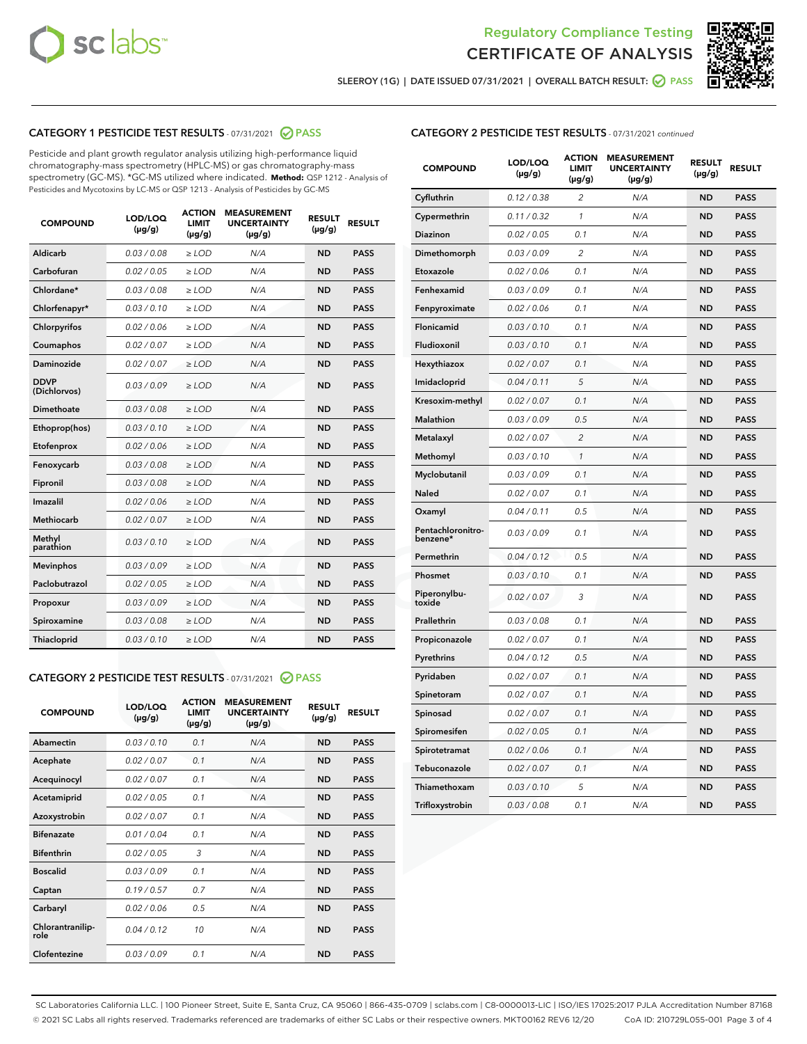Regulatory Compliance Testing
CERTIFICATE OF ANALYSIS

SLEEROY (1G) | DATE ISSUED 07/31/2021 | OVERALL BATCH RESULT: PASS

## CATEGORY 1 PESTICIDE TEST RESULTS - 07/31/2021 PASS

Pesticide and plant growth regulator analysis utilizing high-performance liquid chromatography-mass spectrometry (HPLC-MS) or gas chromatography-mass spectrometry (GC-MS). *GC-MS utilized where indicated. **Method:** QSP 1212 - Analysis of Pesticides and Mycotoxins by LC-MS or QSP 1213 - Analysis of Pesticides by GC-MS

| COMPOUND | LOD/LOQ (µg/g) | ACTION LIMIT (µg/g) | MEASUREMENT UNCERTAINTY (µg/g) | RESULT (µg/g) | RESULT |
|---|---|---|---|---|---|
| Aldicarb | 0.03 / 0.08 | ≥ LOD | N/A | ND | PASS |
| Carbofuran | 0.02 / 0.05 | ≥ LOD | N/A | ND | PASS |
| Chlordane* | 0.03 / 0.08 | ≥ LOD | N/A | ND | PASS |
| Chlorfenapyr* | 0.03 / 0.10 | ≥ LOD | N/A | ND | PASS |
| Chlorpyrifos | 0.02 / 0.06 | ≥ LOD | N/A | ND | PASS |
| Coumaphos | 0.02 / 0.07 | ≥ LOD | N/A | ND | PASS |
| Daminozide | 0.02 / 0.07 | ≥ LOD | N/A | ND | PASS |
| DDVP (Dichlorvos) | 0.03 / 0.09 | ≥ LOD | N/A | ND | PASS |
| Dimethoate | 0.03 / 0.08 | ≥ LOD | N/A | ND | PASS |
| Ethoprop(hos) | 0.03 / 0.10 | ≥ LOD | N/A | ND | PASS |
| Etofenprox | 0.02 / 0.06 | ≥ LOD | N/A | ND | PASS |
| Fenoxycarb | 0.03 / 0.08 | ≥ LOD | N/A | ND | PASS |
| Fipronil | 0.03 / 0.08 | ≥ LOD | N/A | ND | PASS |
| Imazalil | 0.02 / 0.06 | ≥ LOD | N/A | ND | PASS |
| Methiocarb | 0.02 / 0.07 | ≥ LOD | N/A | ND | PASS |
| Methyl parathion | 0.03 / 0.10 | ≥ LOD | N/A | ND | PASS |
| Mevinphos | 0.03 / 0.09 | ≥ LOD | N/A | ND | PASS |
| Paclobutrazol | 0.02 / 0.05 | ≥ LOD | N/A | ND | PASS |
| Propoxur | 0.03 / 0.09 | ≥ LOD | N/A | ND | PASS |
| Spiroxamine | 0.03 / 0.08 | ≥ LOD | N/A | ND | PASS |
| Thiacloprid | 0.03 / 0.10 | ≥ LOD | N/A | ND | PASS |

## CATEGORY 2 PESTICIDE TEST RESULTS - 07/31/2021 PASS

| COMPOUND | LOD/LOQ (µg/g) | ACTION LIMIT (µg/g) | MEASUREMENT UNCERTAINTY (µg/g) | RESULT (µg/g) | RESULT |
|---|---|---|---|---|---|
| Abamectin | 0.03 / 0.10 | 0.1 | N/A | ND | PASS |
| Acephate | 0.02 / 0.07 | 0.1 | N/A | ND | PASS |
| Acequinocyl | 0.02 / 0.07 | 0.1 | N/A | ND | PASS |
| Acetamiprid | 0.02 / 0.05 | 0.1 | N/A | ND | PASS |
| Azoxystrobin | 0.02 / 0.07 | 0.1 | N/A | ND | PASS |
| Bifenazate | 0.01 / 0.04 | 0.1 | N/A | ND | PASS |
| Bifenthrin | 0.02 / 0.05 | 3 | N/A | ND | PASS |
| Boscalid | 0.03 / 0.09 | 0.1 | N/A | ND | PASS |
| Captan | 0.19 / 0.57 | 0.7 | N/A | ND | PASS |
| Carbaryl | 0.02 / 0.06 | 0.5 | N/A | ND | PASS |
| Chlorantraniliprole | 0.04 / 0.12 | 10 | N/A | ND | PASS |
| Clofentezine | 0.03 / 0.09 | 0.1 | N/A | ND | PASS |
| Cyfluthrin | 0.12 / 0.38 | 2 | N/A | ND | PASS |
| Cypermethrin | 0.11 / 0.32 | 1 | N/A | ND | PASS |
| Diazinon | 0.02 / 0.05 | 0.1 | N/A | ND | PASS |
| Dimethomorph | 0.03 / 0.09 | 2 | N/A | ND | PASS |
| Etoxazole | 0.02 / 0.06 | 0.1 | N/A | ND | PASS |
| Fenhexamid | 0.03 / 0.09 | 0.1 | N/A | ND | PASS |
| Fenpyroximate | 0.02 / 0.06 | 0.1 | N/A | ND | PASS |
| Flonicamid | 0.03 / 0.10 | 0.1 | N/A | ND | PASS |
| Fludioxonil | 0.03 / 0.10 | 0.1 | N/A | ND | PASS |
| Hexythiazox | 0.02 / 0.07 | 0.1 | N/A | ND | PASS |
| Imidacloprid | 0.04 / 0.11 | 5 | N/A | ND | PASS |
| Kresoxim-methyl | 0.02 / 0.07 | 0.1 | N/A | ND | PASS |
| Malathion | 0.03 / 0.09 | 0.5 | N/A | ND | PASS |
| Metalaxyl | 0.02 / 0.07 | 2 | N/A | ND | PASS |
| Methomyl | 0.03 / 0.10 | 1 | N/A | ND | PASS |
| Myclobutanil | 0.03 / 0.09 | 0.1 | N/A | ND | PASS |
| Naled | 0.02 / 0.07 | 0.1 | N/A | ND | PASS |
| Oxamyl | 0.04 / 0.11 | 0.5 | N/A | ND | PASS |
| Pentachloronitrobenzene* | 0.03 / 0.09 | 0.1 | N/A | ND | PASS |
| Permethrin | 0.04 / 0.12 | 0.5 | N/A | ND | PASS |
| Phosmet | 0.03 / 0.10 | 0.1 | N/A | ND | PASS |
| Piperonylbutoxide | 0.02 / 0.07 | 3 | N/A | ND | PASS |
| Prallethrin | 0.03 / 0.08 | 0.1 | N/A | ND | PASS |
| Propiconazole | 0.02 / 0.07 | 0.1 | N/A | ND | PASS |
| Pyrethrins | 0.04 / 0.12 | 0.5 | N/A | ND | PASS |
| Pyridaben | 0.02 / 0.07 | 0.1 | N/A | ND | PASS |
| Spinetoram | 0.02 / 0.07 | 0.1 | N/A | ND | PASS |
| Spinosad | 0.02 / 0.07 | 0.1 | N/A | ND | PASS |
| Spiromesifen | 0.02 / 0.05 | 0.1 | N/A | ND | PASS |
| Spirotetramat | 0.02 / 0.06 | 0.1 | N/A | ND | PASS |
| Tebuconazole | 0.02 / 0.07 | 0.1 | N/A | ND | PASS |
| Thiamethoxam | 0.03 / 0.10 | 5 | N/A | ND | PASS |
| Trifloxystrobin | 0.03 / 0.08 | 0.1 | N/A | ND | PASS |

SC Laboratories California LLC. | 100 Pioneer Street, Suite E, Santa Cruz, CA 95060 | 866-435-0709 | sclabs.com | C8-0000013-LIC | ISO/IES 17025:2017 PJLA Accreditation Number 87168
© 2021 SC Labs all rights reserved. Trademarks referenced are trademarks of either SC Labs or their respective owners. MKT00162 REV6 12/20 CoA ID: 210729L055-001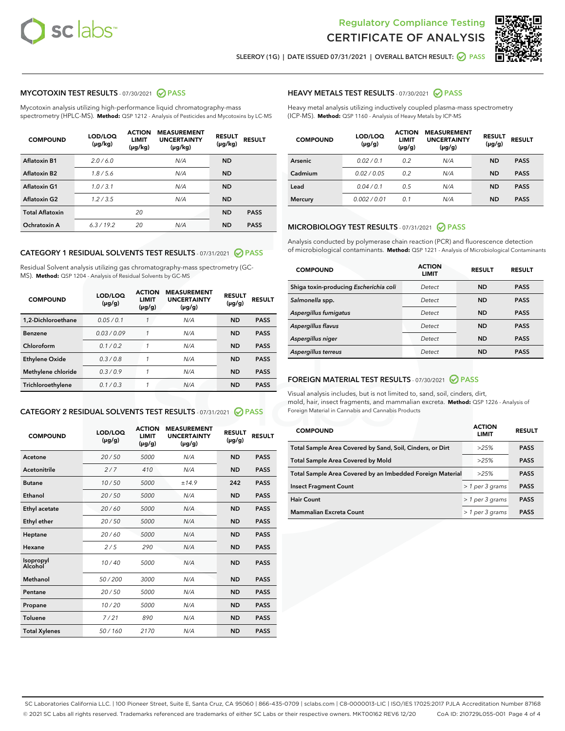Regulatory Compliance Testing

# CERTIFICATE OF ANALYSIS

SLEEROY (1G) | DATE ISSUED 07/31/2021 | OVERALL BATCH RESULT: PASS

## MYCOTOXIN TEST RESULTS - 07/30/2021 PASS

Mycotoxin analysis utilizing high-performance liquid chromatography-mass spectrometry (HPLC-MS). **Method:** QSP 1212 - Analysis of Pesticides and Mycotoxins by LC-MS

| COMPOUND | LOD/LOQ (μg/kg) | ACTION LIMIT (μg/kg) | MEASUREMENT UNCERTAINTY (μg/kg) | RESULT (μg/kg) | RESULT |
|---|---|---|---|---|---|
| Aflatoxin B1 | 2.0 / 6.0 | | N/A | ND | |
| Aflatoxin B2 | 1.8 / 5.6 | | N/A | ND | |
| Aflatoxin G1 | 1.0 / 3.1 | | N/A | ND | |
| Aflatoxin G2 | 1.2 / 3.5 | | N/A | ND | |
| Total Aflatoxin | | 20 | | ND | PASS |
| Ochratoxin A | 6.3 / 19.2 | 20 | N/A | ND | PASS |

## CATEGORY 1 RESIDUAL SOLVENTS TEST RESULTS - 07/31/2021 PASS

Residual Solvent analysis utilizing gas chromatography-mass spectrometry (GC-MS). **Method:** QSP 1204 - Analysis of Residual Solvents by GC-MS

| COMPOUND | LOD/LOQ (μg/g) | ACTION LIMIT (μg/g) | MEASUREMENT UNCERTAINTY (μg/g) | RESULT (μg/g) | RESULT |
|---|---|---|---|---|---|
| 1,2-Dichloroethane | 0.05 / 0.1 | 1 | N/A | ND | PASS |
| Benzene | 0.03 / 0.09 | 1 | N/A | ND | PASS |
| Chloroform | 0.1 / 0.2 | 1 | N/A | ND | PASS |
| Ethylene Oxide | 0.3 / 0.8 | 1 | N/A | ND | PASS |
| Methylene chloride | 0.3 / 0.9 | 1 | N/A | ND | PASS |
| Trichloroethylene | 0.1 / 0.3 | 1 | N/A | ND | PASS |

## CATEGORY 2 RESIDUAL SOLVENTS TEST RESULTS - 07/31/2021 PASS

| COMPOUND | LOD/LOQ (μg/g) | ACTION LIMIT (μg/g) | MEASUREMENT UNCERTAINTY (μg/g) | RESULT (μg/g) | RESULT |
|---|---|---|---|---|---|
| Acetone | 20 / 50 | 5000 | N/A | ND | PASS |
| Acetonitrile | 2 / 7 | 410 | N/A | ND | PASS |
| Butane | 10 / 50 | 5000 | ±14.9 | 242 | PASS |
| Ethanol | 20 / 50 | 5000 | N/A | ND | PASS |
| Ethyl acetate | 20 / 60 | 5000 | N/A | ND | PASS |
| Ethyl ether | 20 / 50 | 5000 | N/A | ND | PASS |
| Heptane | 20 / 60 | 5000 | N/A | ND | PASS |
| Hexane | 2 / 5 | 290 | N/A | ND | PASS |
| Isopropyl Alcohol | 10 / 40 | 5000 | N/A | ND | PASS |
| Methanol | 50 / 200 | 3000 | N/A | ND | PASS |
| Pentane | 20 / 50 | 5000 | N/A | ND | PASS |
| Propane | 10 / 20 | 5000 | N/A | ND | PASS |
| Toluene | 7 / 21 | 890 | N/A | ND | PASS |
| Total Xylenes | 50 / 160 | 2170 | N/A | ND | PASS |

## HEAVY METALS TEST RESULTS - 07/30/2021 PASS

Heavy metal analysis utilizing inductively coupled plasma-mass spectrometry (ICP-MS). **Method:** QSP 1160 - Analysis of Heavy Metals by ICP-MS

| COMPOUND | LOD/LOQ (μg/g) | ACTION LIMIT (μg/g) | MEASUREMENT UNCERTAINTY (μg/g) | RESULT (μg/g) | RESULT |
|---|---|---|---|---|---|
| Arsenic | 0.02 / 0.1 | 0.2 | N/A | ND | PASS |
| Cadmium | 0.02 / 0.05 | 0.2 | N/A | ND | PASS |
| Lead | 0.04 / 0.1 | 0.5 | N/A | ND | PASS |
| Mercury | 0.002 / 0.01 | 0.1 | N/A | ND | PASS |

## MICROBIOLOGY TEST RESULTS - 07/31/2021 PASS

Analysis conducted by polymerase chain reaction (PCR) and fluorescence detection of microbiological contaminants. **Method:** QSP 1221 - Analysis of Microbiological Contaminants

| COMPOUND | ACTION LIMIT | RESULT | RESULT |
|---|---|---|---|
| Shiga toxin-producing *Escherichia coli* | Detect | ND | PASS |
| *Salmonella* spp. | Detect | ND | PASS |
| *Aspergillus fumigatus* | Detect | ND | PASS |
| *Aspergillus flavus* | Detect | ND | PASS |
| *Aspergillus niger* | Detect | ND | PASS |
| *Aspergillus terreus* | Detect | ND | PASS |

## FOREIGN MATERIAL TEST RESULTS - 07/30/2021 PASS

Visual analysis includes, but is not limited to, sand, soil, cinders, dirt, mold, hair, insect fragments, and mammalian excreta. **Method:** QSP 1226 - Analysis of Foreign Material in Cannabis and Cannabis Products

| COMPOUND | ACTION LIMIT | RESULT |
|---|---|---|
| Total Sample Area Covered by Sand, Soil, Cinders, or Dirt | >25% | PASS |
| Total Sample Area Covered by Mold | >25% | PASS |
| Total Sample Area Covered by an Imbedded Foreign Material | >25% | PASS |
| Insect Fragment Count | > 1 per 3 grams | PASS |
| Hair Count | > 1 per 3 grams | PASS |
| Mammalian Excreta Count | > 1 per 3 grams | PASS |

SC Laboratories California LLC. | 100 Pioneer Street, Suite E, Santa Cruz, CA 95060 | 866-435-0709 | sclabs.com | C8-0000013-LIC | ISO/IES 17025:2017 PJLA Accreditation Number 87168
© 2021 SC Labs all rights reserved. Trademarks referenced are trademarks of either SC Labs or their respective owners. MKT00162 REV6 12/20 CoA ID: 210729L055-001